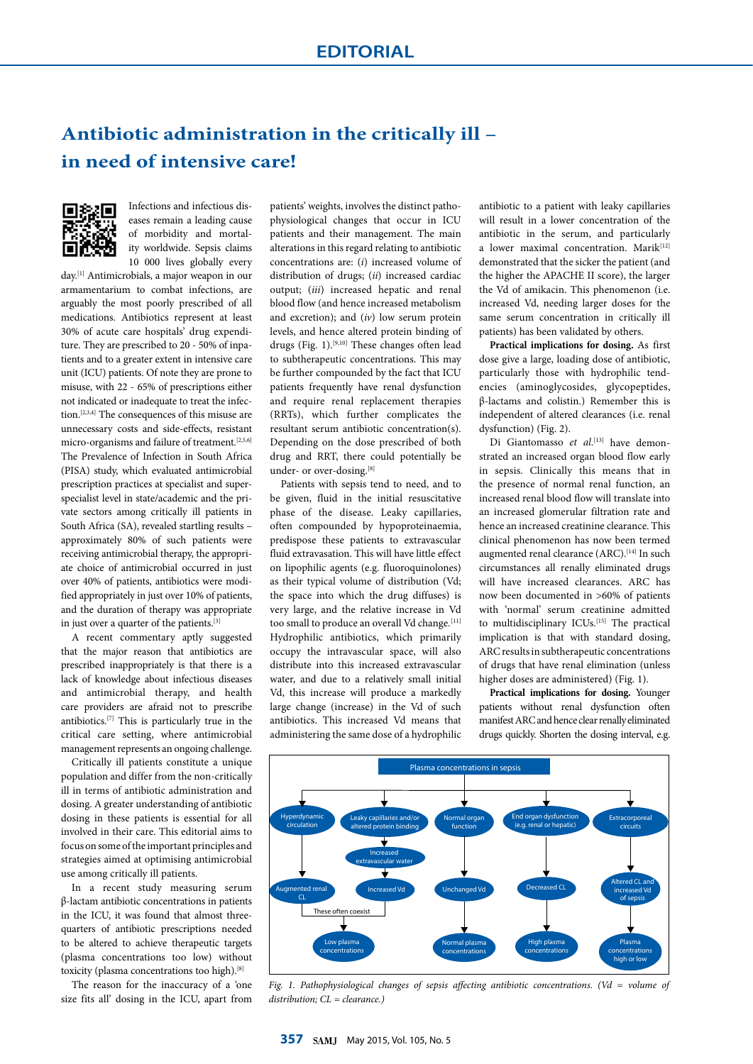EDITORIAL

# Antibiotic administration in the critically ill – in need of intensive care!

Infections and infectious diseases remain a leading cause of morbidity and mortality worldwide. Sepsis claims 10 000 lives globally every day.[1] Antimicrobials, a major weapon in our armamentarium to combat infections, are arguably the most poorly prescribed of all medications. Antibiotics represent at least 30% of acute care hospitals' drug expenditure. They are prescribed to 20 - 50% of inpatients and to a greater extent in intensive care unit (ICU) patients. Of note they are prone to misuse, with 22 - 65% of prescriptions either not indicated or inadequate to treat the infection.[2,3,4] The consequences of this misuse are unnecessary costs and side-effects, resistant micro-organisms and failure of treatment.[2,5,6] The Prevalence of Infection in South Africa (PISA) study, which evaluated antimicrobial prescription practices at specialist and super-specialist level in state/academic and the private sectors among critically ill patients in South Africa (SA), revealed startling results – approximately 80% of such patients were receiving antimicrobial therapy, the appropriate choice of antimicrobial occurred in just over 40% of patients, antibiotics were modified appropriately in just over 10% of patients, and the duration of therapy was appropriate in just over a quarter of the patients.[3]

A recent commentary aptly suggested that the major reason that antibiotics are prescribed inappropriately is that there is a lack of knowledge about infectious diseases and antimicrobial therapy, and health care providers are afraid not to prescribe antibiotics.[7] This is particularly true in the critical care setting, where antimicrobial management represents an ongoing challenge.

Critically ill patients constitute a unique population and differ from the non-critically ill in terms of antibiotic administration and dosing. A greater understanding of antibiotic dosing in these patients is essential for all involved in their care. This editorial aims to focus on some of the important principles and strategies aimed at optimising antimicrobial use among critically ill patients.

In a recent study measuring serum β-lactam antibiotic concentrations in patients in the ICU, it was found that almost three-quarters of antibiotic prescriptions needed to be altered to achieve therapeutic targets (plasma concentrations too low) without toxicity (plasma concentrations too high).[8]

The reason for the inaccuracy of a 'one size fits all' dosing in the ICU, apart from patients' weights, involves the distinct pathophysiological changes that occur in ICU patients and their management. The main alterations in this regard relating to antibiotic concentrations are: (*i*) increased volume of distribution of drugs; (*ii*) increased cardiac output; (*iii*) increased hepatic and renal blood flow (and hence increased metabolism and excretion); and (*iv*) low serum protein levels, and hence altered protein binding of drugs (Fig. 1).[9,10] These changes often lead to subtherapeutic concentrations. This may be further compounded by the fact that ICU patients frequently have renal dysfunction and require renal replacement therapies (RRTs), which further complicates the resultant serum antibiotic concentration(s). Depending on the dose prescribed of both drug and RRT, there could potentially be under- or over-dosing.[8]

Patients with sepsis tend to need, and to be given, fluid in the initial resuscitative phase of the disease. Leaky capillaries, often compounded by hypoproteinaemia, predispose these patients to extravascular fluid extravasation. This will have little effect on lipophilic agents (e.g. fluoroquinolones) as their typical volume of distribution (Vd; the space into which the drug diffuses) is very large, and the relative increase in Vd too small to produce an overall Vd change.[11] Hydrophilic antibiotics, which primarily occupy the intravascular space, will also distribute into this increased extravascular water, and due to a relatively small initial Vd, this increase will produce a markedly large change (increase) in the Vd of such antibiotics. This increased Vd means that administering the same dose of a hydrophilic antibiotic to a patient with leaky capillaries will result in a lower concentration of the antibiotic in the serum, and particularly a lower maximal concentration. Marik[12] demonstrated that the sicker the patient (and the higher the APACHE II score), the larger the Vd of amikacin. This phenomenon (i.e. increased Vd, needing larger doses for the same serum concentration in critically ill patients) has been validated by others.

**Practical implications for dosing.** As first dose give a large, loading dose of antibiotic, particularly those with hydrophilic tendencies (aminoglycosides, glycopeptides, β-lactams and colistin.) Remember this is independent of altered clearances (i.e. renal dysfunction) (Fig. 2).

Di Giantomasso *et al.*[13] have demonstrated an increased organ blood flow early in sepsis. Clinically this means that in the presence of normal renal function, an increased renal blood flow will translate into an increased glomerular filtration rate and hence an increased creatinine clearance. This clinical phenomenon has now been termed augmented renal clearance (ARC).[14] In such circumstances all renally eliminated drugs will have increased clearances. ARC has now been documented in >60% of patients with 'normal' serum creatinine admitted to multidisciplinary ICUs.[15] The practical implication is that with standard dosing, ARC results in subtherapeutic concentrations of drugs that have renal elimination (unless higher doses are administered) (Fig. 1).

**Practical implications for dosing.** Younger patients without renal dysfunction often manifest ARC and hence clear renally eliminated drugs quickly. Shorten the dosing interval, e.g.

Plasma concentrations in sepsis

- Hyperdynamic circulation → Augmented renal CL → Low plasma concentrations
- Leaky capillaries and/or altered protein binding → Increased extravascular water → Increased Vd → Low plasma concentrations
- (Augmented renal CL and Increased Vd: These often coexist)
- Normal organ function → Unchanged Vd → Normal plasma concentrations
- End organ dysfunction (e.g. renal or hepatic) → Decreased CL → High plasma concentrations
- Extracorporeal circuits → Altered CL and increased Vd of sepsis → Plasma concentrations high or low

*Fig. 1. Pathophysiological changes of sepsis affecting antibiotic concentrations. (Vd = volume of distribution; CL = clearance.)*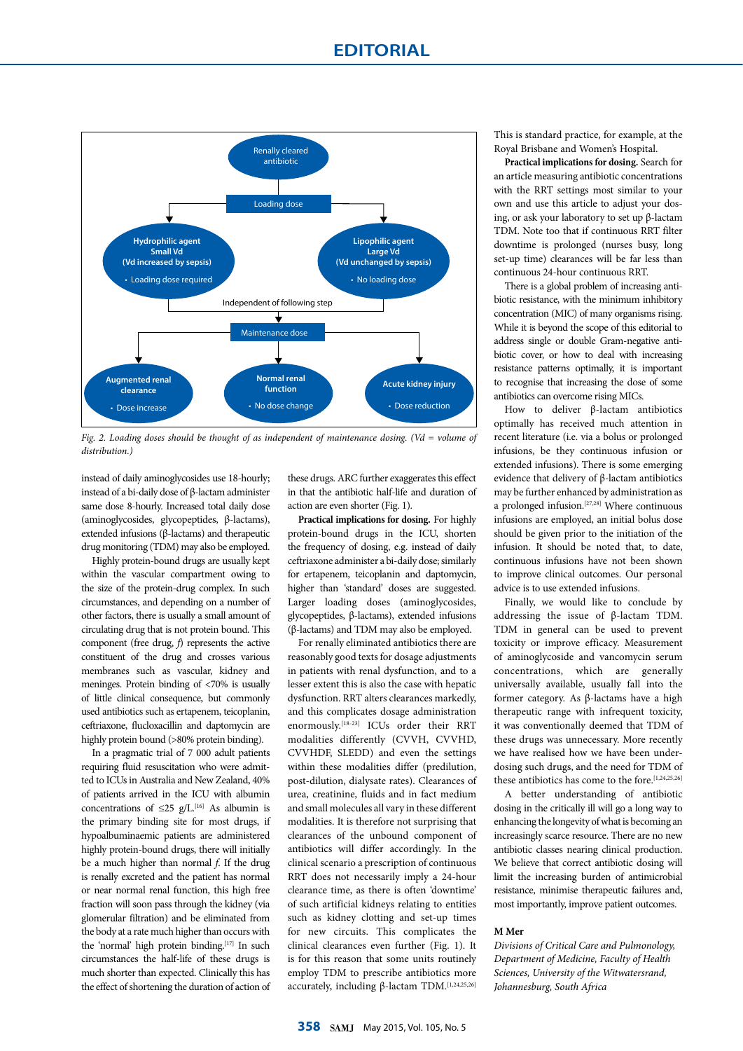Renally cleared antibiotic

Loading dose

Hydrophilic agent
Small Vd
(Vd increased by sepsis)
- Loading dose required

Lipophilic agent
Large Vd
(Vd unchanged by sepsis)
- No loading dose

Independent of following step

Maintenance dose

Augmented renal clearance
- Dose increase

Normal renal function
- No dose change

Acute kidney injury
- Dose reduction

*Fig. 2. Loading doses should be thought of as independent of maintenance dosing. (Vd = volume of distribution.)*

instead of daily aminoglycosides use 18-hourly; instead of a bi-daily dose of β-lactam administer same dose 8-hourly. Increased total daily dose (aminoglycosides, glycopeptides, β-lactams), extended infusions (β-lactams) and therapeutic drug monitoring (TDM) may also be employed.

Highly protein-bound drugs are usually kept within the vascular compartment owing to the size of the protein-drug complex. In such circumstances, and depending on a number of other factors, there is usually a small amount of circulating drug that is not protein bound. This component (free drug, *f*) represents the active constituent of the drug and crosses various membranes such as vascular, kidney and meninges. Protein binding of <70% is usually of little clinical consequence, but commonly used antibiotics such as ertapenem, teicoplanin, ceftriaxone, flucloxacillin and daptomycin are highly protein bound (>80% protein binding).

In a pragmatic trial of 7 000 adult patients requiring fluid resuscitation who were admitted to ICUs in Australia and New Zealand, 40% of patients arrived in the ICU with albumin concentrations of ≤25 g/L.[16] As albumin is the primary binding site for most drugs, if hypoalbuminaemic patients are administered highly protein-bound drugs, there will initially be a much higher than normal *f*. If the drug is renally excreted and the patient has normal or near normal renal function, this high free fraction will soon pass through the kidney (via glomerular filtration) and be eliminated from the body at a rate much higher than occurs with the 'normal' high protein binding.[17] In such circumstances the half-life of these drugs is much shorter than expected. Clinically this has the effect of shortening the duration of action of these drugs. ARC further exaggerates this effect in that the antibiotic half-life and duration of action are even shorter (Fig. 1).

**Practical implications for dosing.** For highly protein-bound drugs in the ICU, shorten the frequency of dosing, e.g. instead of daily ceftriaxone administer a bi-daily dose; similarly for ertapenem, teicoplanin and daptomycin, higher than 'standard' doses are suggested. Larger loading doses (aminoglycosides, glycopeptides, β-lactams), extended infusions (β-lactams) and TDM may also be employed.

For renally eliminated antibiotics there are reasonably good texts for dosage adjustments in patients with renal dysfunction, and to a lesser extent this is also the case with hepatic dysfunction. RRT alters clearances markedly, and this complicates dosage administration enormously.[18-23] ICUs order their RRT modalities differently (CVVH, CVVHD, CVVHDF, SLEDD) and even the settings within these modalities differ (predilution, post-dilution, dialysate rates). Clearances of urea, creatinine, fluids and in fact medium and small molecules all vary in these different modalities. It is therefore not surprising that clearances of the unbound component of antibiotics will differ accordingly. In the clinical scenario a prescription of continuous RRT does not necessarily imply a 24-hour clearance time, as there is often 'downtime' of such artificial kidneys relating to entities such as kidney clotting and set-up times for new circuits. This complicates the clinical clearances even further (Fig. 1). It is for this reason that some units routinely employ TDM to prescribe antibiotics more accurately, including β-lactam TDM.[1,24,25,26] This is standard practice, for example, at the Royal Brisbane and Women's Hospital.

**Practical implications for dosing.** Search for an article measuring antibiotic concentrations with the RRT settings most similar to your own and use this article to adjust your dosing, or ask your laboratory to set up β-lactam TDM. Note too that if continuous RRT filter downtime is prolonged (nurses busy, long set-up time) clearances will be far less than continuous 24-hour continuous RRT.

There is a global problem of increasing antibiotic resistance, with the minimum inhibitory concentration (MIC) of many organisms rising. While it is beyond the scope of this editorial to address single or double Gram-negative antibiotic cover, or how to deal with increasing resistance patterns optimally, it is important to recognise that increasing the dose of some antibiotics can overcome rising MICs.

How to deliver β-lactam antibiotics optimally has received much attention in recent literature (i.e. via a bolus or prolonged infusions, be they continuous infusion or extended infusions). There is some emerging evidence that delivery of β-lactam antibiotics may be further enhanced by administration as a prolonged infusion.[27,28] Where continuous infusions are employed, an initial bolus dose should be given prior to the initiation of the infusion. It should be noted that, to date, continuous infusions have not been shown to improve clinical outcomes. Our personal advice is to use extended infusions.

Finally, we would like to conclude by addressing the issue of β-lactam TDM. TDM in general can be used to prevent toxicity or improve efficacy. Measurement of aminoglycoside and vancomycin serum concentrations, which are generally universally available, usually fall into the former category. As β-lactams have a high therapeutic range with infrequent toxicity, it was conventionally deemed that TDM of these drugs was unnecessary. More recently we have realised how we have been under-dosing such drugs, and the need for TDM of these antibiotics has come to the fore.[1,24,25,26]

A better understanding of antibiotic dosing in the critically ill will go a long way to enhancing the longevity of what is becoming an increasingly scarce resource. There are no new antibiotic classes nearing clinical production. We believe that correct antibiotic dosing will limit the increasing burden of antimicrobial resistance, minimise therapeutic failures and, most importantly, improve patient outcomes.

**M Mer**

*Divisions of Critical Care and Pulmonology, Department of Medicine, Faculty of Health Sciences, University of the Witwatersrand, Johannesburg, South Africa*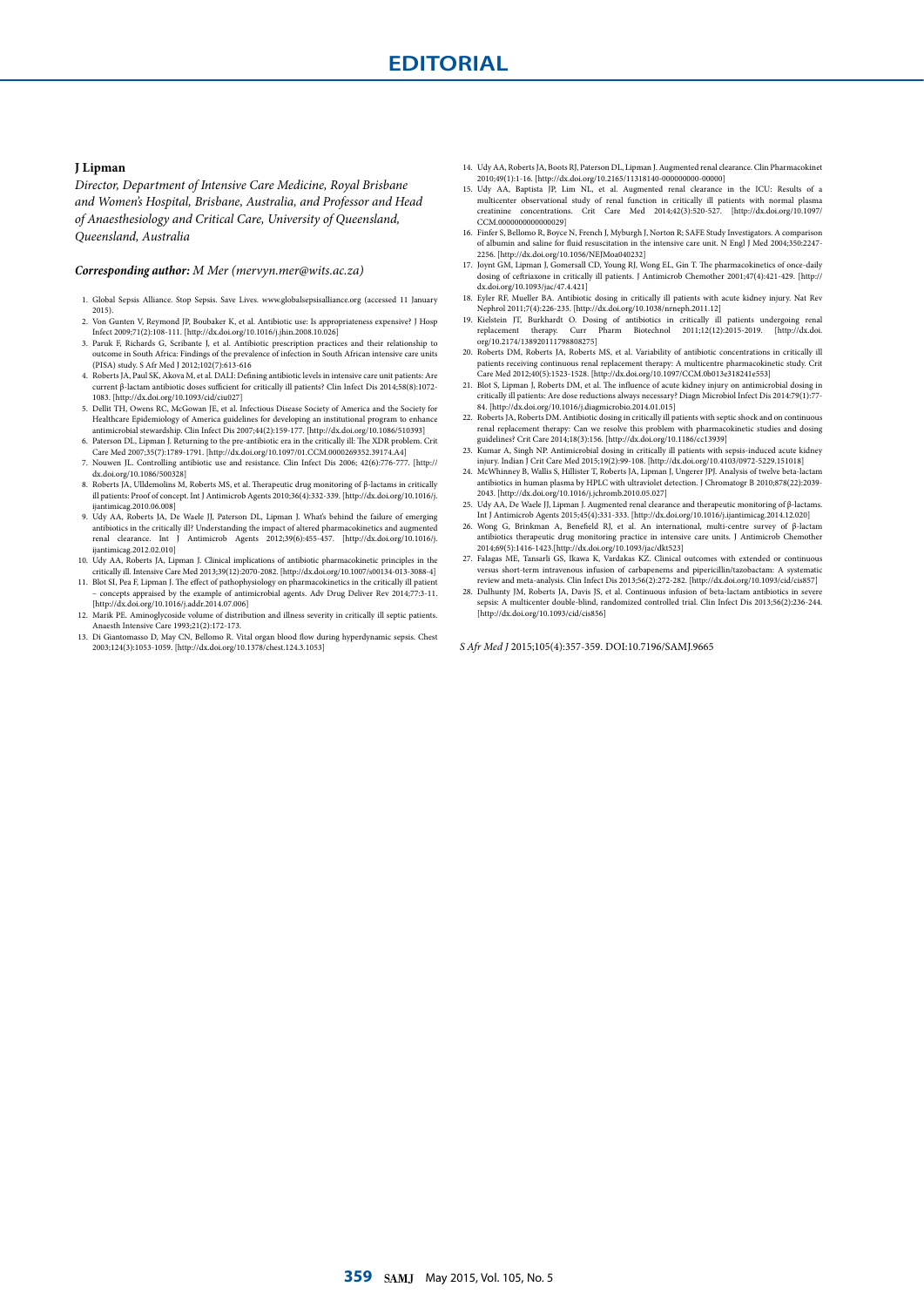**J Lipman**

*Director, Department of Intensive Care Medicine, Royal Brisbane and Women's Hospital, Brisbane, Australia, and Professor and Head of Anaesthesiology and Critical Care, University of Queensland, Queensland, Australia*

***Corresponding author:** M Mer (mervyn.mer@wits.ac.za)*

1. Global Sepsis Alliance. Stop Sepsis. Save Lives. www.globalsepsisalliance.org (accessed 11 January 2015).
2. Von Gunten V, Reymond JP, Boubaker K, et al. Antibiotic use: Is appropriateness expensive? J Hosp Infect 2009;71(2):108-111. [http://dx.doi.org/10.1016/j.jhin.2008.10.026]
3. Paruk F, Richards G, Scribante J, et al. Antibiotic prescription practices and their relationship to outcome in South Africa: Findings of the prevalence of infection in South African intensive care units (PISA) study. S Afr Med J 2012;102(7):613-616
4. Roberts JA, Paul SK, Akova M, et al. DALI: Defining antibiotic levels in intensive care unit patients: Are current β-lactam antibiotic doses sufficient for critically ill patients? Clin Infect Dis 2014;58(8):1072-1083. [http://dx.doi.org/10.1093/cid/ciu027]
5. Dellit TH, Owens RC, McGowan JE, et al. Infectious Disease Society of America and the Society for Healthcare Epidemiology of America guidelines for developing an institutional program to enhance antimicrobial stewardship. Clin Infect Dis 2007;44(2):159-177. [http://dx.doi.org/10.1086/510393]
6. Paterson DL, Lipman J. Returning to the pre-antibiotic era in the critically ill: The XDR problem. Crit Care Med 2007;35(7):1789-1791. [http://dx.doi.org/10.1097/01.CCM.0000269352.39174.A4]
7. Nouwen JL. Controlling antibiotic use and resistance. Clin Infect Dis 2006; 42(6):776-777. [http://dx.doi.org/10.1086/500328]
8. Roberts JA, Ulldemolins M, Roberts MS, et al. Therapeutic drug monitoring of β-lactams in critically ill patients: Proof of concept. Int J Antimicrob Agents 2010;36(4):332-339. [http://dx.doi.org/10.1016/j.ijantimicag.2010.06.008]
9. Udy AA, Roberts JA, De Waele JJ, Paterson DL, Lipman J. What's behind the failure of emerging antibiotics in the critically ill? Understanding the impact of altered pharmacokinetics and augmented renal clearance. Int J Antimicrob Agents 2012;39(6):455-457. [http://dx.doi.org/10.1016/j.ijantimicag.2012.02.010]
10. Udy AA, Roberts JA, Lipman J. Clinical implications of antibiotic pharmacokinetic principles in the critically ill. Intensive Care Med 2013;39(12):2070-2082. [http://dx.doi.org/10.1007/s00134-013-3088-4]
11. Blot SI, Pea F, Lipman J. The effect of pathophysiology on pharmacokinetics in the critically ill patient – concepts appraised by the example of antimicrobial agents. Adv Drug Deliver Rev 2014;77:3-11. [http://dx.doi.org/10.1016/j.addr.2014.07.006]
12. Marik PE. Aminoglycoside volume of distribution and illness severity in critically ill septic patients. Anaesth Intensive Care 1993;21(2):172-173.
13. Di Giantomasso D, May CN, Bellomo R. Vital organ blood flow during hyperdynamic sepsis. Chest 2003;124(3):1053-1059. [http://dx.doi.org/10.1378/chest.124.3.1053]
14. Udy AA, Roberts JA, Boots RJ, Paterson DL, Lipman J. Augmented renal clearance. Clin Pharmacokinet 2010;49(1):1-16. [http://dx.doi.org/10.2165/11318140-000000000-00000]
15. Udy AA, Baptista JP, Lim NL, et al. Augmented renal clearance in the ICU: Results of a multicenter observational study of renal function in critically ill patients with normal plasma creatinine concentrations. Crit Care Med 2014;42(3):520-527. [http://dx.doi.org/10.1097/CCM.0000000000000029]
16. Finfer S, Bellomo R, Boyce N, French J, Myburgh J, Norton R; SAFE Study Investigators. A comparison of albumin and saline for fluid resuscitation in the intensive care unit. N Engl J Med 2004;350:2247-2256. [http://dx.doi.org/10.1056/NEJMoa040232]
17. Joynt GM, Lipman J, Gomersall CD, Young RJ, Wong EL, Gin T. The pharmacokinetics of once-daily dosing of ceftriaxone in critically ill patients. J Antimicrob Chemother 2001;47(4):421-429. [http://dx.doi.org/10.1093/jac/47.4.421]
18. Eyler RF, Mueller BA. Antibiotic dosing in critically ill patients with acute kidney injury. Nat Rev Nephrol 2011;7(4):226-235. [http://dx.doi.org/10.1038/nrneph.2011.12]
19. Kielstein JT, Burkhardt O. Dosing of antibiotics in critically ill patients undergoing renal replacement therapy. Curr Pharm Biotechnol 2011;12(12):2015-2019. [http://dx.doi.org/10.2174/138920111798808275]
20. Roberts DM, Roberts JA, Roberts MS, et al. Variability of antibiotic concentrations in critically ill patients receiving continuous renal replacement therapy: A multicentre pharmacokinetic study. Crit Care Med 2012;40(5):1523-1528. [http://dx.doi.org/10.1097/CCM.0b013e318241e553]
21. Blot S, Lipman J, Roberts DM, et al. The influence of acute kidney injury on antimicrobial dosing in critically ill patients: Are dose reductions always necessary? Diagn Microbiol Infect Dis 2014:79(1):77-84. [http://dx.doi.org/10.1016/j.diagmicrobio.2014.01.015]
22. Roberts JA, Roberts DM. Antibiotic dosing in critically ill patients with septic shock and on continuous renal replacement therapy: Can we resolve this problem with pharmacokinetic studies and dosing guidelines? Crit Care 2014;18(3):156. [http://dx.doi.org/10.1186/cc13939]
23. Kumar A, Singh NP. Antimicrobial dosing in critically ill patients with sepsis-induced acute kidney injury. Indian J Crit Care Med 2015;19(2):99-108. [http://dx.doi.org/10.4103/0972-5229.151018]
24. McWhinney B, Wallis S, Hillister T, Roberts JA, Lipman J, Ungerer JPJ. Analysis of twelve beta-lactam antibiotics in human plasma by HPLC with ultraviolet detection. J Chromatogr B 2010;878(22):2039-2043. [http://dx.doi.org/10.1016/j.jchromb.2010.05.027]
25. Udy AA, De Waele JJ, Lipman J. Augmented renal clearance and therapeutic monitoring of β-lactams. Int J Antimicrob Agents 2015;45(4):331-333. [http://dx.doi.org/10.1016/j.ijantimicag.2014.12.020]
26. Wong G, Brinkman A, Benefield RJ, et al. An international, multi-centre survey of β-lactam antibiotics therapeutic drug monitoring practice in intensive care units. J Antimicrob Chemother 2014;69(5):1416-1423.[http://dx.doi.org/10.1093/jac/dkt523]
27. Falagas ME, Tansarli GS, Ikawa K, Vardakas KZ. Clinical outcomes with extended or continuous versus short-term intravenous infusion of carbapenems and piperacillin/tazobactam: A systematic review and meta-analysis. Clin Infect Dis 2013;56(2):272-282. [http://dx.doi.org/10.1093/cid/cis857]
28. Dulhunty JM, Roberts JA, Davis JS, et al. Continuous infusion of beta-lactam antibiotics in severe sepsis: A multicenter double-blind, randomized controlled trial. Clin Infect Dis 2013;56(2):236-244. [http://dx.doi.org/10.1093/cid/cis856]

*S Afr Med J* 2015;105(4):357-359. DOI:10.7196/SAMJ.9665